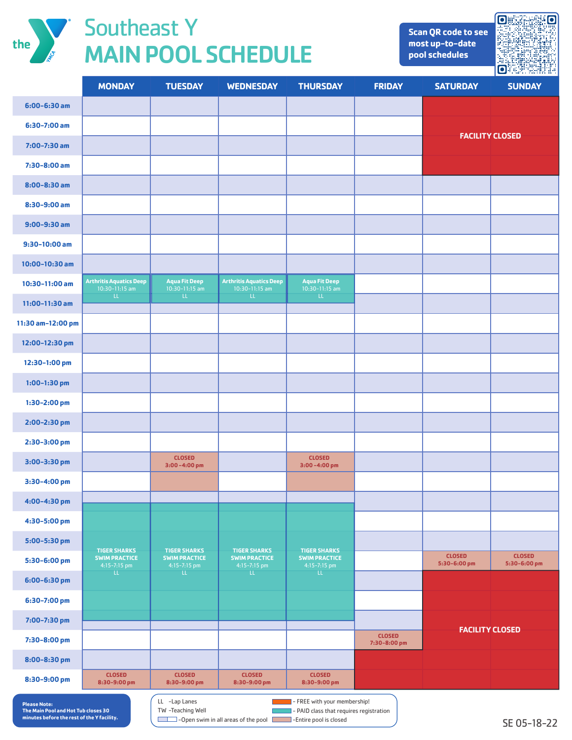# Southeast Y MAIN POOL SCHEDULE

Scan QR code to see most up-to-date pool schedules

| | MONDAY | TUESDAY | WEDNESDAY | THURSDAY | FRIDAY | SATURDAY | SUNDAY |
|---|---|---|---|---|---|---|---|
| 6:00–6:30 am | | | | | | FACILITY CLOSED | FACILITY CLOSED |
| 6:30–7:00 am | | | | | | FACILITY CLOSED | FACILITY CLOSED |
| 7:00–7:30 am | | | | | | FACILITY CLOSED | FACILITY CLOSED |
| 7:30–8:00 am | | | | | | FACILITY CLOSED | FACILITY CLOSED |
| 8:00–8:30 am | | | | | | | |
| 8:30–9:00 am | | | | | | | |
| 9:00–9:30 am | | | | | | | |
| 9:30–10:00 am | | | | | | | |
| 10:00–10:30 am | | | | | | | |
| 10:30–11:00 am | Arthritis Aquatics Deep 10:30–11:15 am LL | Aqua Fit Deep 10:30–11:15 am LL | Arthritis Aquatics Deep 10:30–11:15 am LL | Aqua Fit Deep 10:30–11:15 am LL | | | |
| 11:00–11:30 am | | | | | | | |
| 11:30 am–12:00 pm | | | | | | | |
| 12:00–12:30 pm | | | | | | | |
| 12:30–1:00 pm | | | | | | | |
| 1:00–1:30 pm | | | | | | | |
| 1:30–2:00 pm | | | | | | | |
| 2:00–2:30 pm | | | | | | | |
| 2:30–3:00 pm | | | | | | | |
| 3:00–3:30 pm | | CLOSED 3:00–4:00 pm | | CLOSED 3:00–4:00 pm | | | |
| 3:30–4:00 pm | | | | | | | |
| 4:00–4:30 pm | TIGER SHARKS SWIM PRACTICE 4:15–7:15 pm LL | TIGER SHARKS SWIM PRACTICE 4:15–7:15 pm LL | TIGER SHARKS SWIM PRACTICE 4:15–7:15 pm LL | TIGER SHARKS SWIM PRACTICE 4:15–7:15 pm LL | | | |
| 4:30–5:00 pm | | | | | | | |
| 5:00–5:30 pm | | | | | | | |
| 5:30–6:00 pm | | | | | | CLOSED 5:30–6:00 pm | CLOSED 5:30–6:00 pm |
| 6:00–6:30 pm | | | | | | FACILITY CLOSED | FACILITY CLOSED |
| 6:30–7:00 pm | | | | | | FACILITY CLOSED | FACILITY CLOSED |
| 7:00–7:30 pm | | | | | | FACILITY CLOSED | FACILITY CLOSED |
| 7:30–8:00 pm | | | | | CLOSED 7:30–8:00 pm | FACILITY CLOSED | FACILITY CLOSED |
| 8:00–8:30 pm | | | | | FACILITY CLOSED | FACILITY CLOSED | FACILITY CLOSED |
| 8:30–9:00 pm | CLOSED 8:30–9:00 pm | CLOSED 8:30–9:00 pm | CLOSED 8:30–9:00 pm | CLOSED 8:30–9:00 pm | FACILITY CLOSED | FACILITY CLOSED | FACILITY CLOSED |

**Please Note:**
**The Main Pool and Hot Tub closes 30 minutes before the rest of the Y facility.**

LL –Lap Lanes
TW –Teaching Well
–Open swim in all areas of the pool
– FREE with your membership!
– PAID class that requires registration
–Entire pool is closed

SE 05-18-22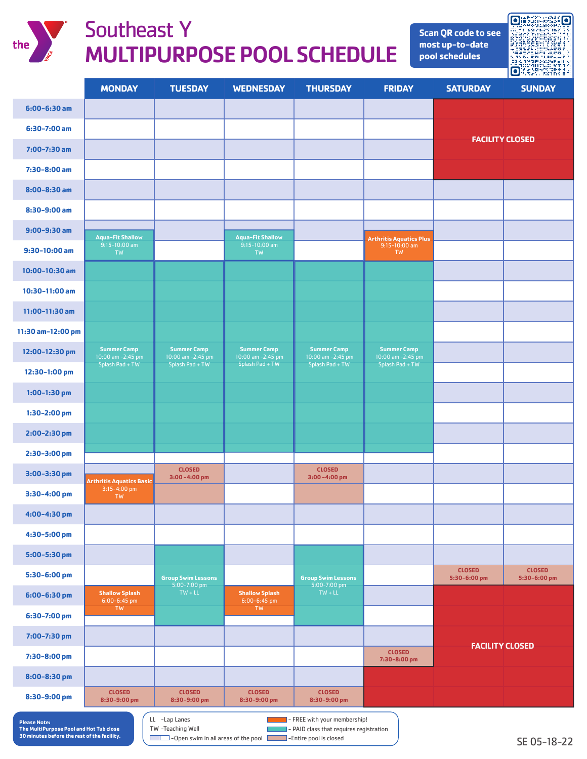# Southeast Y
# MULTIPURPOSE POOL SCHEDULE

Scan QR code to see most up-to-date pool schedules

| | MONDAY | TUESDAY | WEDNESDAY | THURSDAY | FRIDAY | SATURDAY | SUNDAY |
|---|---|---|---|---|---|---|---|
| 6:00-6:30 am | | | | | | FACILITY CLOSED | FACILITY CLOSED |
| 6:30-7:00 am | | | | | | FACILITY CLOSED | FACILITY CLOSED |
| 7:00-7:30 am | | | | | | FACILITY CLOSED | FACILITY CLOSED |
| 7:30-8:00 am | | | | | | FACILITY CLOSED | FACILITY CLOSED |
| 8:00-8:30 am | | | | | | | |
| 8:30-9:00 am | | | | | | | |
| 9:00-9:30 am | Aqua-Fit Shallow 9:15-10:00 am TW | | Aqua-Fit Shallow 9:15-10:00 am TW | | Arthritis Aquatics Plus 9:15-10:00 am TW | | |
| 9:30-10:00 am | Aqua-Fit Shallow 9:15-10:00 am TW | | Aqua-Fit Shallow 9:15-10:00 am TW | | Arthritis Aquatics Plus 9:15-10:00 am TW | | |
| 10:00-10:30 am | Summer Camp 10:00 am -2:45 pm Splash Pad + TW | Summer Camp 10:00 am -2:45 pm Splash Pad + TW | Summer Camp 10:00 am -2:45 pm Splash Pad + TW | Summer Camp 10:00 am -2:45 pm Splash Pad + TW | Summer Camp 10:00 am -2:45 pm Splash Pad + TW | | |
| 10:30-11:00 am | Summer Camp | Summer Camp | Summer Camp | Summer Camp | Summer Camp | | |
| 11:00-11:30 am | Summer Camp | Summer Camp | Summer Camp | Summer Camp | Summer Camp | | |
| 11:30 am-12:00 pm | Summer Camp | Summer Camp | Summer Camp | Summer Camp | Summer Camp | | |
| 12:00-12:30 pm | Summer Camp | Summer Camp | Summer Camp | Summer Camp | Summer Camp | | |
| 12:30-1:00 pm | Summer Camp | Summer Camp | Summer Camp | Summer Camp | Summer Camp | | |
| 1:00-1:30 pm | Summer Camp | Summer Camp | Summer Camp | Summer Camp | Summer Camp | | |
| 1:30-2:00 pm | Summer Camp | Summer Camp | Summer Camp | Summer Camp | Summer Camp | | |
| 2:00-2:30 pm | Summer Camp | Summer Camp | Summer Camp | Summer Camp | Summer Camp | | |
| 2:30-3:00 pm | Summer Camp (until 2:45 pm) | Summer Camp (until 2:45 pm) | Summer Camp (until 2:45 pm) | Summer Camp (until 2:45 pm) | Summer Camp (until 2:45 pm) | | |
| 3:00-3:30 pm | Arthritis Aquatics Basic 3:15-4:00 pm TW | CLOSED 3:00-4:00 pm | | CLOSED 3:00-4:00 pm | | | |
| 3:30-4:00 pm | Arthritis Aquatics Basic 3:15-4:00 pm TW | CLOSED 3:00-4:00 pm | | CLOSED 3:00-4:00 pm | | | |
| 4:00-4:30 pm | | | | | | | |
| 4:30-5:00 pm | | | | | | | |
| 5:00-5:30 pm | | Group Swim Lessons 5:00-7:00 pm TW + LL | | Group Swim Lessons 5:00-7:00 pm TW + LL | | | |
| 5:30-6:00 pm | | Group Swim Lessons 5:00-7:00 pm TW + LL | | Group Swim Lessons 5:00-7:00 pm TW + LL | | CLOSED 5:30-6:00 pm | CLOSED 5:30-6:00 pm |
| 6:00-6:30 pm | Shallow Splash 6:00-6:45 pm TW | Group Swim Lessons 5:00-7:00 pm TW + LL | Shallow Splash 6:00-6:45 pm TW | Group Swim Lessons 5:00-7:00 pm TW + LL | | FACILITY CLOSED | FACILITY CLOSED |
| 6:30-7:00 pm | Shallow Splash 6:00-6:45 pm TW | Group Swim Lessons 5:00-7:00 pm TW + LL | Shallow Splash 6:00-6:45 pm TW | Group Swim Lessons 5:00-7:00 pm TW + LL | | FACILITY CLOSED | FACILITY CLOSED |
| 7:00-7:30 pm | | | | | | FACILITY CLOSED | FACILITY CLOSED |
| 7:30-8:00 pm | | | | | CLOSED 7:30-8:00 pm | FACILITY CLOSED | FACILITY CLOSED |
| 8:00-8:30 pm | | | | | FACILITY CLOSED | FACILITY CLOSED | FACILITY CLOSED |
| 8:30-9:00 pm | CLOSED 8:30-9:00 pm | CLOSED 8:30-9:00 pm | CLOSED 8:30-9:00 pm | CLOSED 8:30-9:00 pm | FACILITY CLOSED | FACILITY CLOSED | FACILITY CLOSED |

**Please Note:**
**The MultiPurpose Pool and Hot Tub close 30 minutes before the rest of the facility.**

LL -Lap Lanes
TW -Teaching Well
-Open swim in all areas of the pool (light blue/white)
- FREE with your membership! (orange)
- PAID class that requires registration (teal)
-Entire pool is closed (pink)

SE 05-18-22